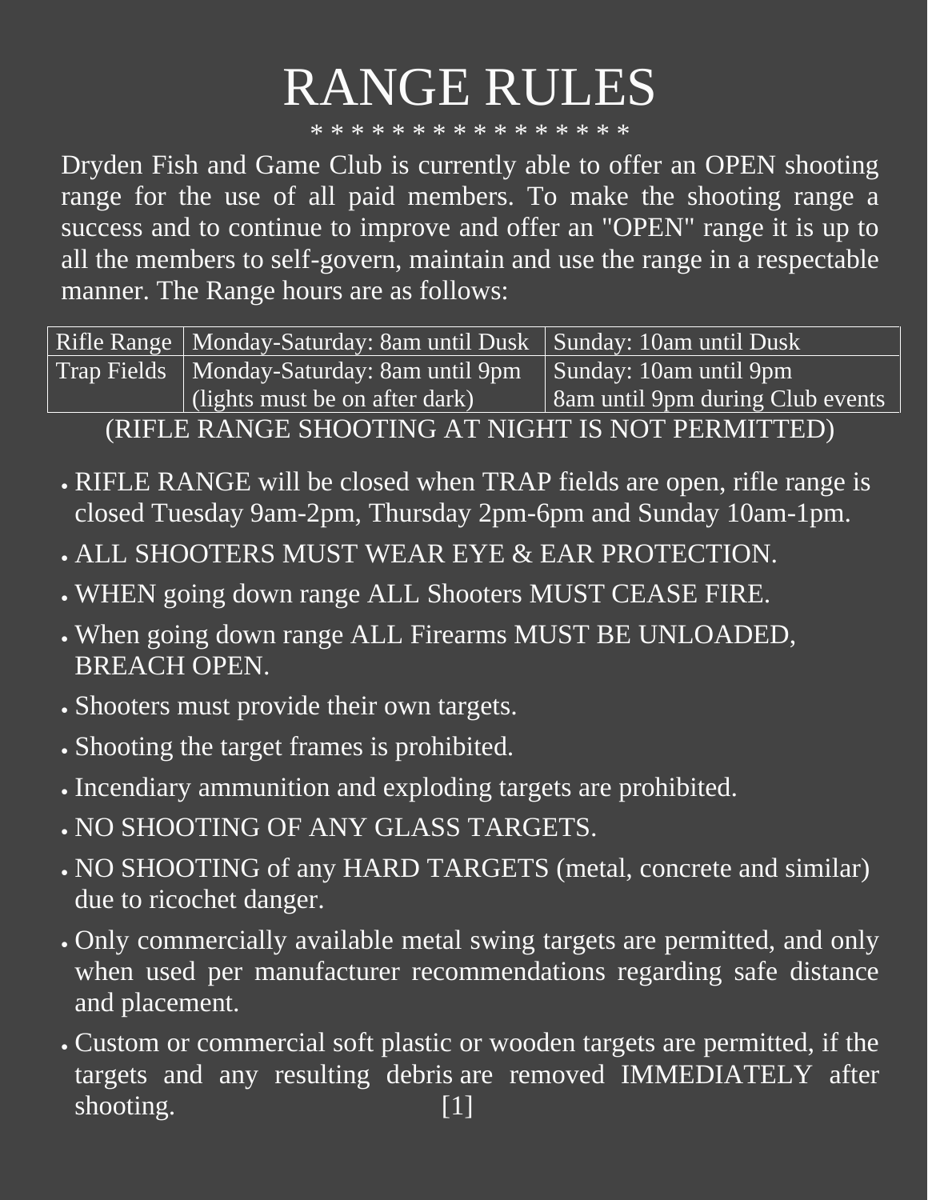# RANGE RULES

* * * * * * * * * * * * * * * *

Dryden Fish and Game Club is currently able to offer an OPEN shooting range for the use of all paid members. To make the shooting range a success and to continue to improve and offer an "OPEN" range it is up to all the members to self-govern, maintain and use the range in a respectable manner. The Range hours are as follows:

| | | |
|---|---|---|
| Rifle Range | Monday-Saturday: 8am until Dusk | Sunday: 10am until Dusk |
| Trap Fields | Monday-Saturday: 8am until 9pm (lights must be on after dark) | Sunday: 10am until 9pm 8am until 9pm during Club events |

(RIFLE RANGE SHOOTING AT NIGHT IS NOT PERMITTED)

- RIFLE RANGE will be closed when TRAP fields are open, rifle range is closed Tuesday 9am-2pm, Thursday 2pm-6pm and Sunday 10am-1pm.
- ALL SHOOTERS MUST WEAR EYE & EAR PROTECTION.
- WHEN going down range ALL Shooters MUST CEASE FIRE.
- When going down range ALL Firearms MUST BE UNLOADED, BREACH OPEN.
- Shooters must provide their own targets.
- Shooting the target frames is prohibited.
- Incendiary ammunition and exploding targets are prohibited.
- NO SHOOTING OF ANY GLASS TARGETS.
- NO SHOOTING of any HARD TARGETS (metal, concrete and similar) due to ricochet danger.
- Only commercially available metal swing targets are permitted, and only when used per manufacturer recommendations regarding safe distance and placement.
- Custom or commercial soft plastic or wooden targets are permitted, if the targets and any resulting debris are removed IMMEDIATELY after shooting.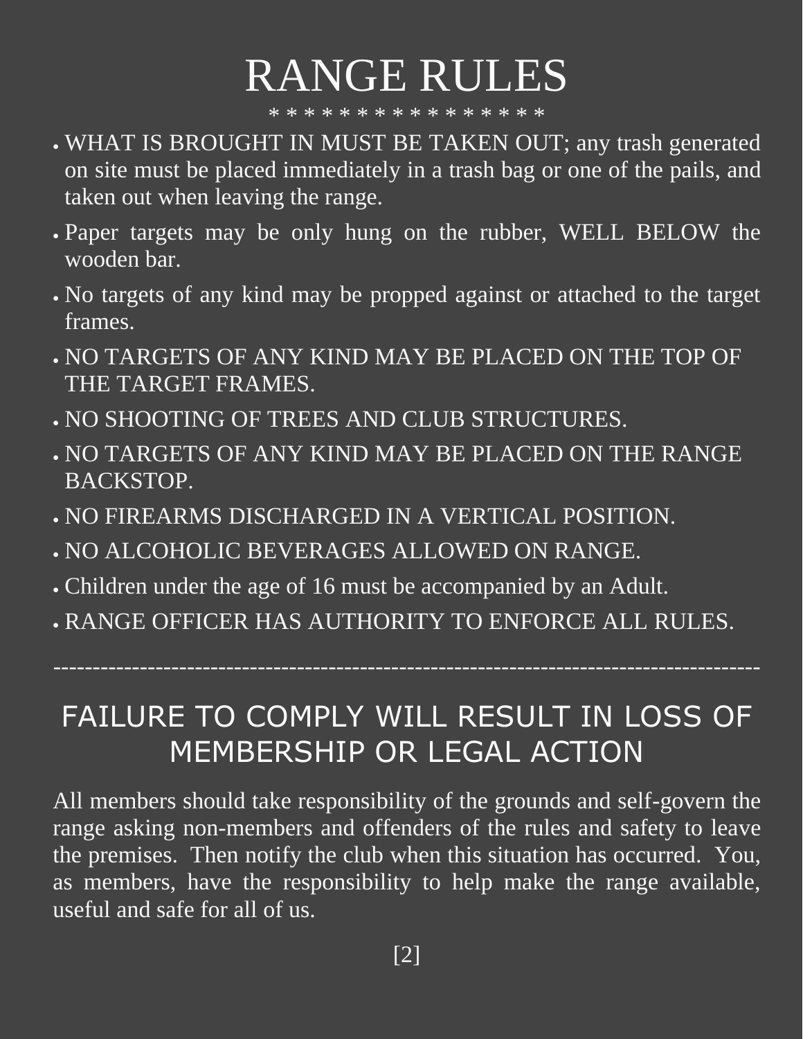# RANGE RULES

* * * * * * * * * * * * * * * * *

- WHAT IS BROUGHT IN MUST BE TAKEN OUT; any trash generated on site must be placed immediately in a trash bag or one of the pails, and taken out when leaving the range.
- Paper targets may be only hung on the rubber, WELL BELOW the wooden bar.
- No targets of any kind may be propped against or attached to the target frames.
- NO TARGETS OF ANY KIND MAY BE PLACED ON THE TOP OF THE TARGET FRAMES.
- NO SHOOTING OF TREES AND CLUB STRUCTURES.
- NO TARGETS OF ANY KIND MAY BE PLACED ON THE RANGE BACKSTOP.
- NO FIREARMS DISCHARGED IN A VERTICAL POSITION.
- NO ALCOHOLIC BEVERAGES ALLOWED ON RANGE.
- Children under the age of 16 must be accompanied by an Adult.
- RANGE OFFICER HAS AUTHORITY TO ENFORCE ALL RULES.

---

## FAILURE TO COMPLY WILL RESULT IN LOSS OF MEMBERSHIP OR LEGAL ACTION

All members should take responsibility of the grounds and self-govern the range asking non-members and offenders of the rules and safety to leave the premises. Then notify the club when this situation has occurred. You, as members, have the responsibility to help make the range available, useful and safe for all of us.